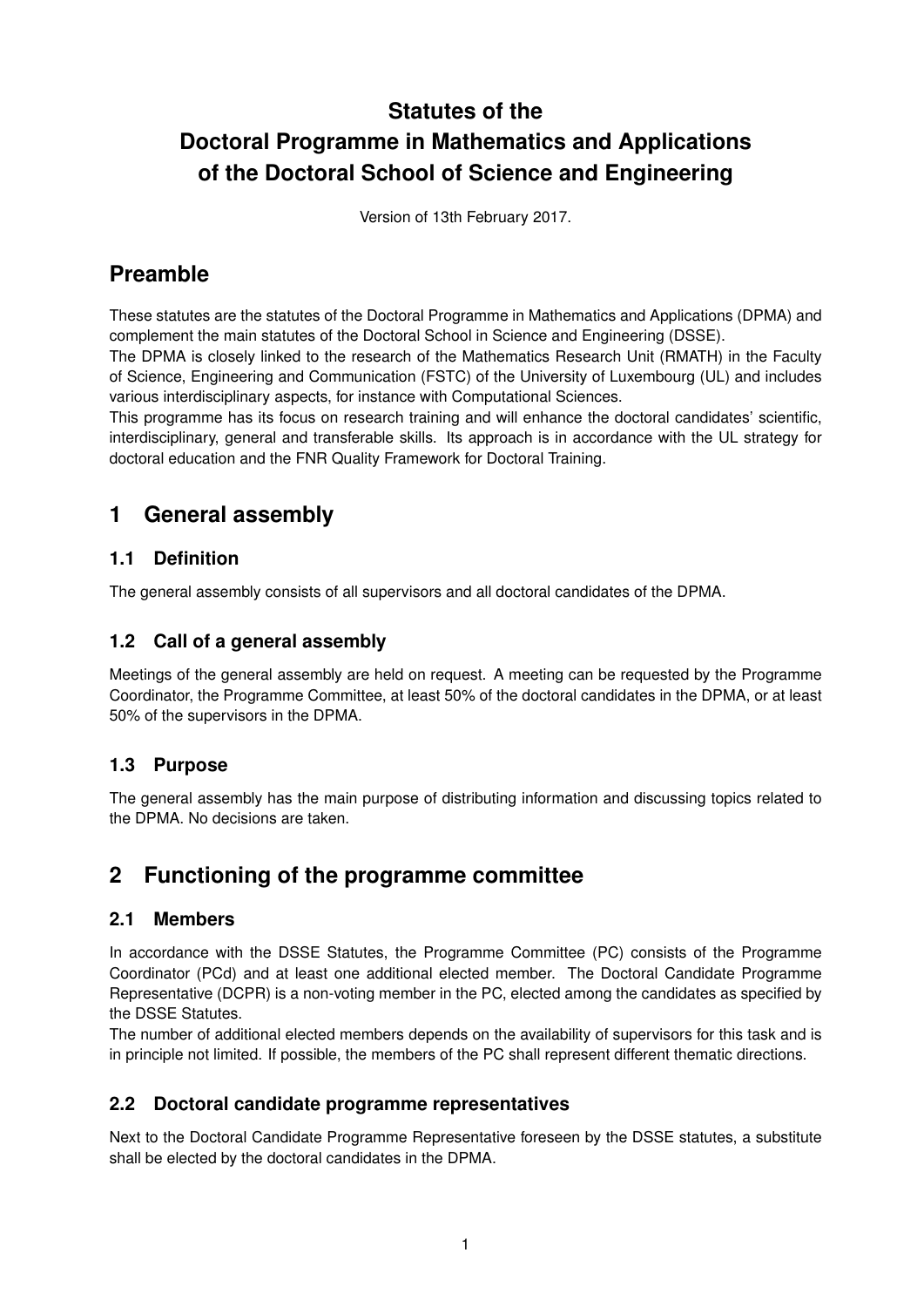# Statutes of the Doctoral Programme in Mathematics and Applications of the Doctoral School of Science and Engineering

Version of 13th February 2017.

## Preamble

These statutes are the statutes of the Doctoral Programme in Mathematics and Applications (DPMA) and complement the main statutes of the Doctoral School in Science and Engineering (DSSE).

The DPMA is closely linked to the research of the Mathematics Research Unit (RMATH) in the Faculty of Science, Engineering and Communication (FSTC) of the University of Luxembourg (UL) and includes various interdisciplinary aspects, for instance with Computational Sciences.

This programme has its focus on research training and will enhance the doctoral candidates' scientific, interdisciplinary, general and transferable skills. Its approach is in accordance with the UL strategy for doctoral education and the FNR Quality Framework for Doctoral Training.

## 1 General assembly

### 1.1 Definition

The general assembly consists of all supervisors and all doctoral candidates of the DPMA.

### 1.2 Call of a general assembly

Meetings of the general assembly are held on request. A meeting can be requested by the Programme Coordinator, the Programme Committee, at least 50% of the doctoral candidates in the DPMA, or at least 50% of the supervisors in the DPMA.

### 1.3 Purpose

The general assembly has the main purpose of distributing information and discussing topics related to the DPMA. No decisions are taken.

## 2 Functioning of the programme committee

### 2.1 Members

In accordance with the DSSE Statutes, the Programme Committee (PC) consists of the Programme Coordinator (PCd) and at least one additional elected member. The Doctoral Candidate Programme Representative (DCPR) is a non-voting member in the PC, elected among the candidates as specified by the DSSE Statutes.

The number of additional elected members depends on the availability of supervisors for this task and is in principle not limited. If possible, the members of the PC shall represent different thematic directions.

### 2.2 Doctoral candidate programme representatives

Next to the Doctoral Candidate Programme Representative foreseen by the DSSE statutes, a substitute shall be elected by the doctoral candidates in the DPMA.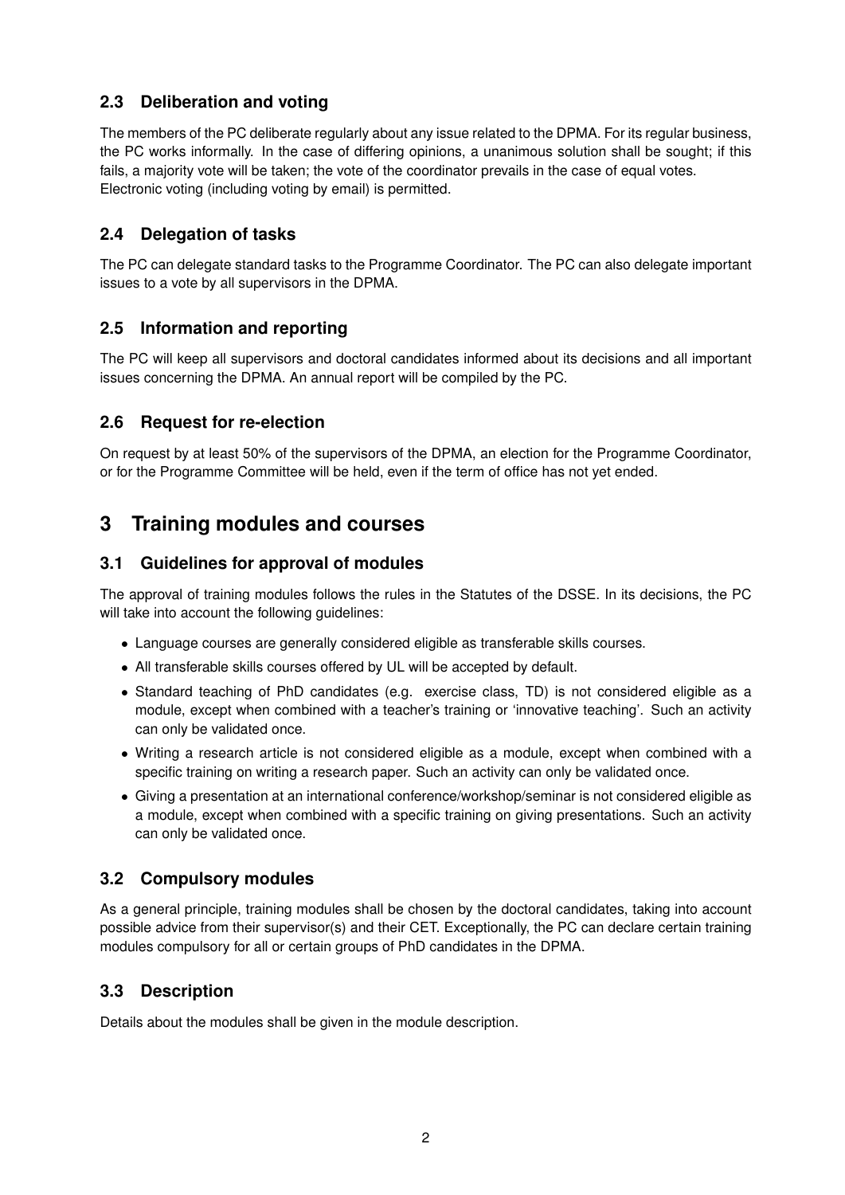### 2.3 Deliberation and voting

The members of the PC deliberate regularly about any issue related to the DPMA. For its regular business, the PC works informally. In the case of differing opinions, a unanimous solution shall be sought; if this fails, a majority vote will be taken; the vote of the coordinator prevails in the case of equal votes. Electronic voting (including voting by email) is permitted.

### 2.4 Delegation of tasks

The PC can delegate standard tasks to the Programme Coordinator. The PC can also delegate important issues to a vote by all supervisors in the DPMA.

### 2.5 Information and reporting

The PC will keep all supervisors and doctoral candidates informed about its decisions and all important issues concerning the DPMA. An annual report will be compiled by the PC.

### 2.6 Request for re-election

On request by at least 50% of the supervisors of the DPMA, an election for the Programme Coordinator, or for the Programme Committee will be held, even if the term of office has not yet ended.

## 3 Training modules and courses

### 3.1 Guidelines for approval of modules

The approval of training modules follows the rules in the Statutes of the DSSE. In its decisions, the PC will take into account the following guidelines:

- Language courses are generally considered eligible as transferable skills courses.
- All transferable skills courses offered by UL will be accepted by default.
- Standard teaching of PhD candidates (e.g. exercise class, TD) is not considered eligible as a module, except when combined with a teacher's training or 'innovative teaching'. Such an activity can only be validated once.
- Writing a research article is not considered eligible as a module, except when combined with a specific training on writing a research paper. Such an activity can only be validated once.
- Giving a presentation at an international conference/workshop/seminar is not considered eligible as a module, except when combined with a specific training on giving presentations. Such an activity can only be validated once.

### 3.2 Compulsory modules

As a general principle, training modules shall be chosen by the doctoral candidates, taking into account possible advice from their supervisor(s) and their CET. Exceptionally, the PC can declare certain training modules compulsory for all or certain groups of PhD candidates in the DPMA.

### 3.3 Description

Details about the modules shall be given in the module description.